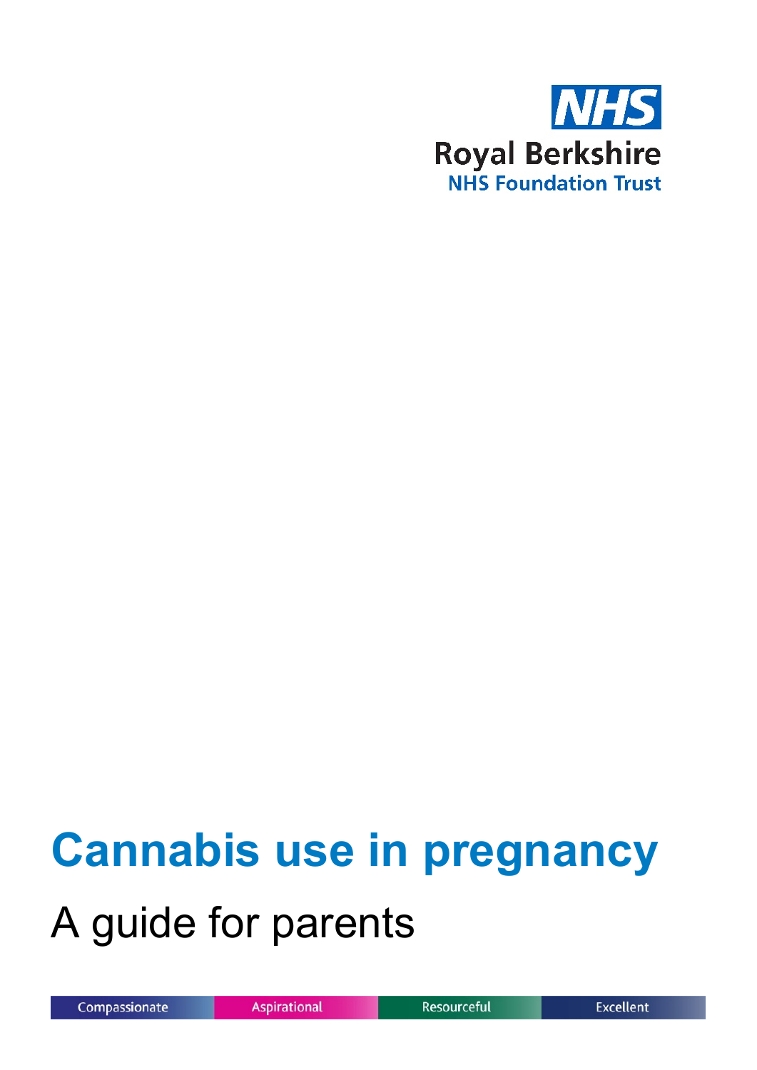NHS

Royal Berkshire
NHS Foundation Trust

# Cannabis use in pregnancy

## A guide for parents

Compassionate | Aspirational | Resourceful | Excellent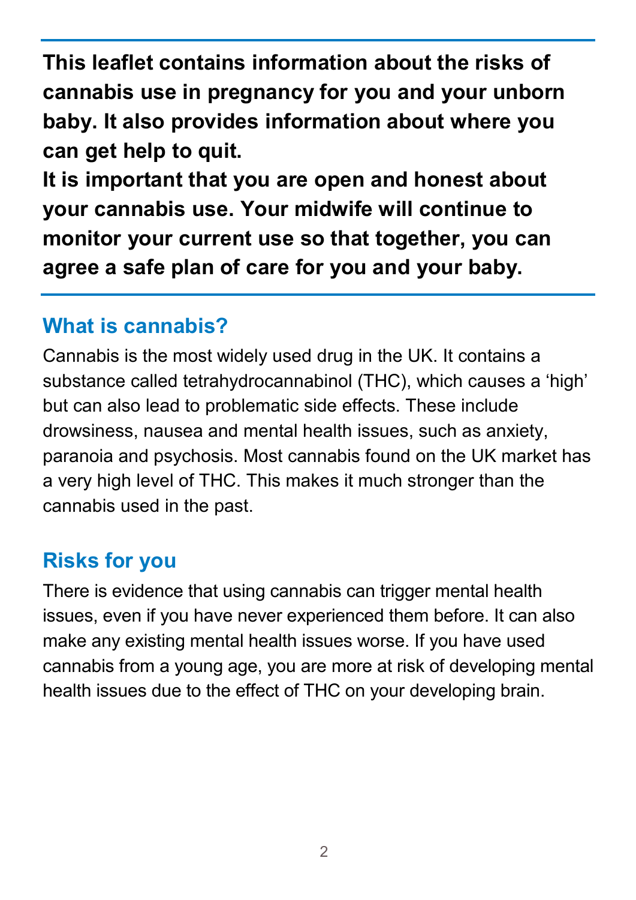**This leaflet contains information about the risks of cannabis use in pregnancy for you and your unborn baby. It also provides information about where you can get help to quit.**

**It is important that you are open and honest about your cannabis use. Your midwife will continue to monitor your current use so that together, you can agree a safe plan of care for you and your baby.**

## What is cannabis?

Cannabis is the most widely used drug in the UK. It contains a substance called tetrahydrocannabinol (THC), which causes a 'high' but can also lead to problematic side effects. These include drowsiness, nausea and mental health issues, such as anxiety, paranoia and psychosis. Most cannabis found on the UK market has a very high level of THC. This makes it much stronger than the cannabis used in the past.

## Risks for you

There is evidence that using cannabis can trigger mental health issues, even if you have never experienced them before. It can also make any existing mental health issues worse. If you have used cannabis from a young age, you are more at risk of developing mental health issues due to the effect of THC on your developing brain.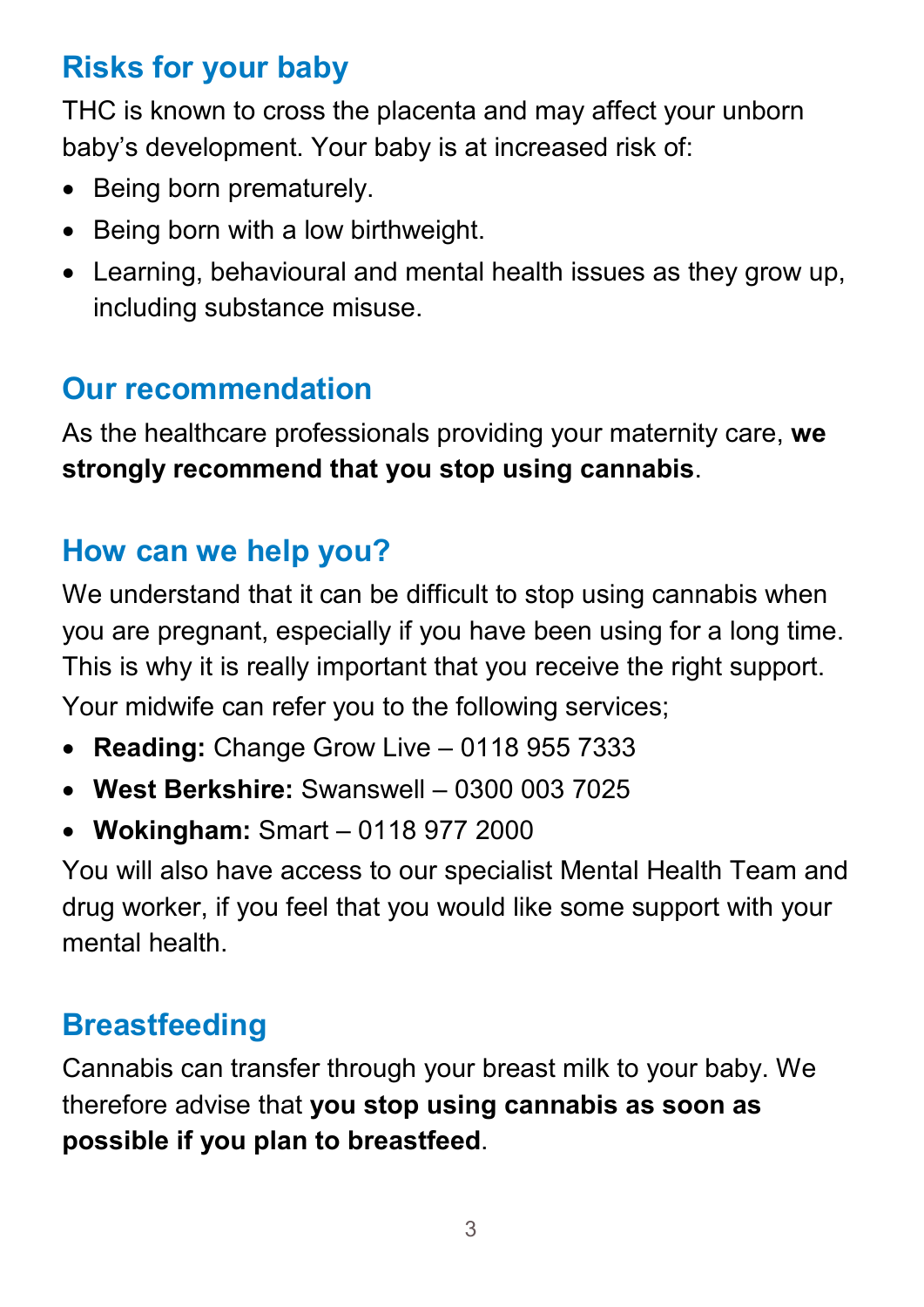## Risks for your baby

THC is known to cross the placenta and may affect your unborn baby's development. Your baby is at increased risk of:

- Being born prematurely.
- Being born with a low birthweight.
- Learning, behavioural and mental health issues as they grow up, including substance misuse.

## Our recommendation

As the healthcare professionals providing your maternity care, **we strongly recommend that you stop using cannabis**.

## How can we help you?

We understand that it can be difficult to stop using cannabis when you are pregnant, especially if you have been using for a long time. This is why it is really important that you receive the right support.

Your midwife can refer you to the following services;

- **Reading:** Change Grow Live – 0118 955 7333
- **West Berkshire:** Swanswell – 0300 003 7025
- **Wokingham:** Smart – 0118 977 2000

You will also have access to our specialist Mental Health Team and drug worker, if you feel that you would like some support with your mental health.

## Breastfeeding

Cannabis can transfer through your breast milk to your baby. We therefore advise that **you stop using cannabis as soon as possible if you plan to breastfeed**.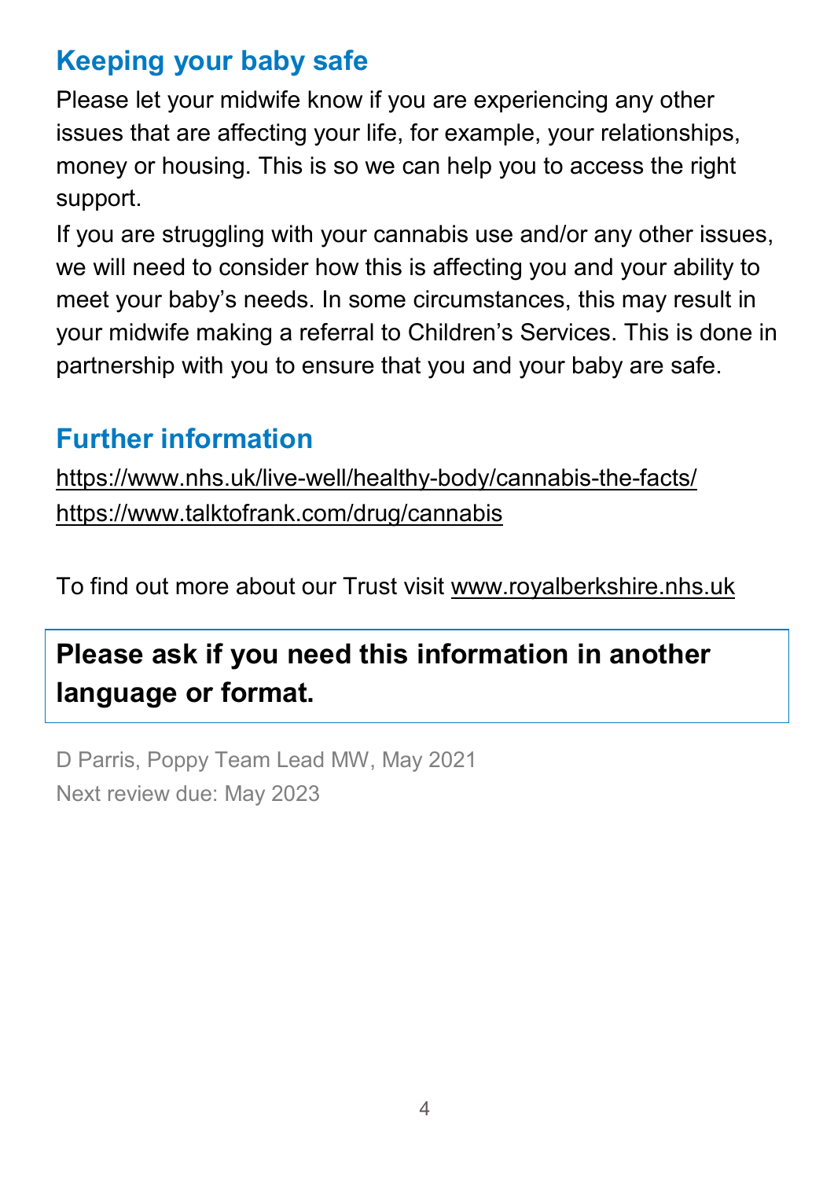## Keeping your baby safe

Please let your midwife know if you are experiencing any other issues that are affecting your life, for example, your relationships, money or housing. This is so we can help you to access the right support.

If you are struggling with your cannabis use and/or any other issues, we will need to consider how this is affecting you and your ability to meet your baby's needs. In some circumstances, this may result in your midwife making a referral to Children's Services. This is done in partnership with you to ensure that you and your baby are safe.

## Further information

https://www.nhs.uk/live-well/healthy-body/cannabis-the-facts/
https://www.talktofrank.com/drug/cannabis

To find out more about our Trust visit www.royalberkshire.nhs.uk

**Please ask if you need this information in another language or format.**

D Parris, Poppy Team Lead MW, May 2021
Next review due: May 2023